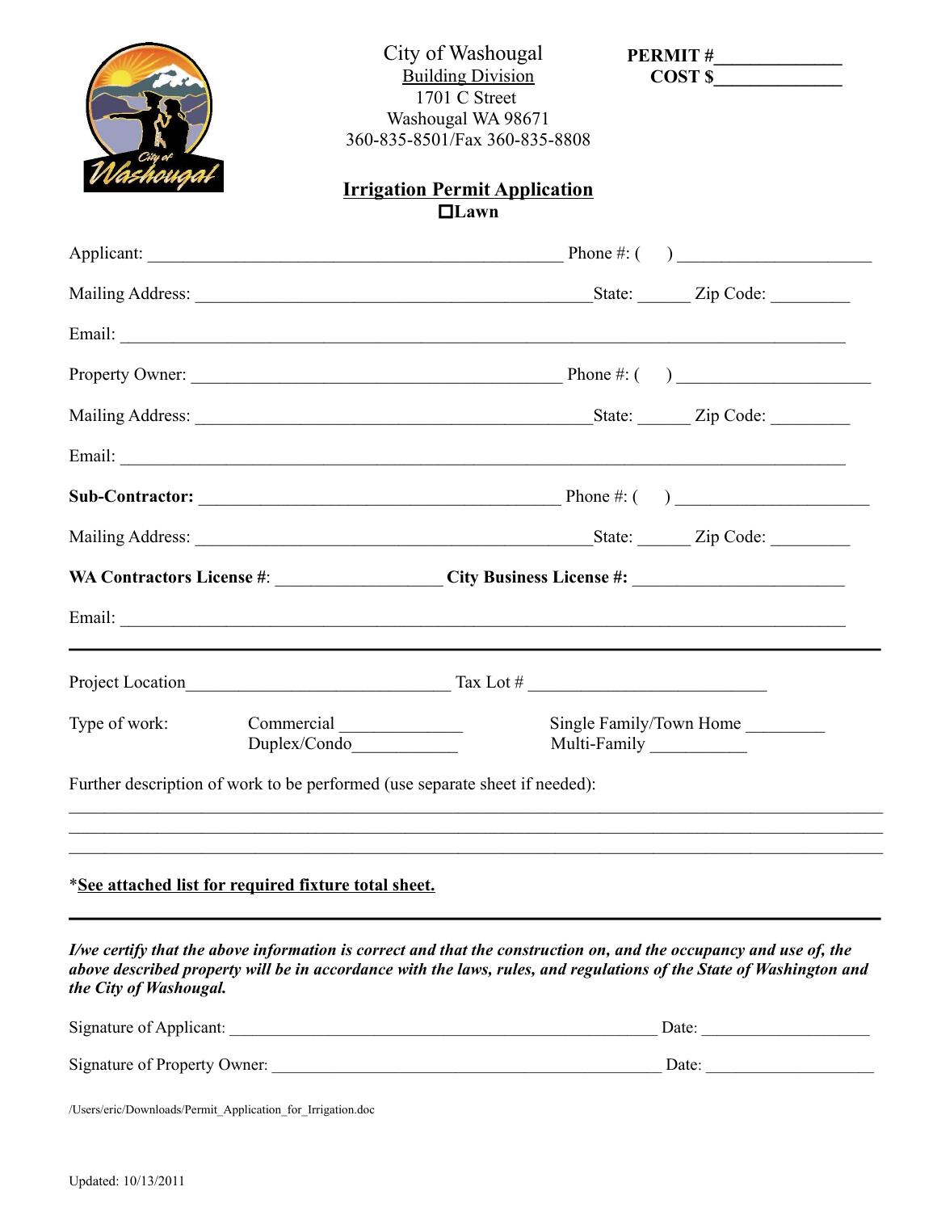City of Washougal
Building Division
1701 C Street
Washougal WA 98671
360-835-8501/Fax 360-835-8808

**PERMIT #**_____________
**COST $**_____________

# Irrigation Permit Application

**☐Lawn**

Applicant: _______________________________________________ Phone #: (    ) _____________________

Mailing Address: _____________________________________________State: ______ Zip Code: _________

Email: ___________________________________________________________________________________

Property Owner: __________________________________________ Phone #: (    ) _____________________

Mailing Address: _____________________________________________State: ______ Zip Code: _________

Email: ___________________________________________________________________________________

**Sub-Contractor:** _________________________________________ Phone #: (    ) _____________________

Mailing Address: _____________________________________________State: ______ Zip Code: _________

**WA Contractors License #**: __________________ **City Business License #:** _______________________

Email: ___________________________________________________________________________________

---

Project Location_____________________________ Tax Lot # __________________________

Type of work: Commercial ______________ Single Family/Town Home _________
Duplex/Condo____________ Multi-Family ___________

Further description of work to be performed (use separate sheet if needed):

______________________________________________________________________________________________
______________________________________________________________________________________________
______________________________________________________________________________________________

*__**See attached list for required fixture total sheet.**__

---

***I/we certify that the above information is correct and that the construction on, and the occupancy and use of, the above described property will be in accordance with the laws, rules, and regulations of the State of Washington and the City of Washougal.***

Signature of Applicant: _________________________________________________ Date: ___________________

Signature of Property Owner: ___________________________________________ Date: ___________________

/Users/eric/Downloads/Permit_Application_for_Irrigation.doc

Updated: 10/13/2011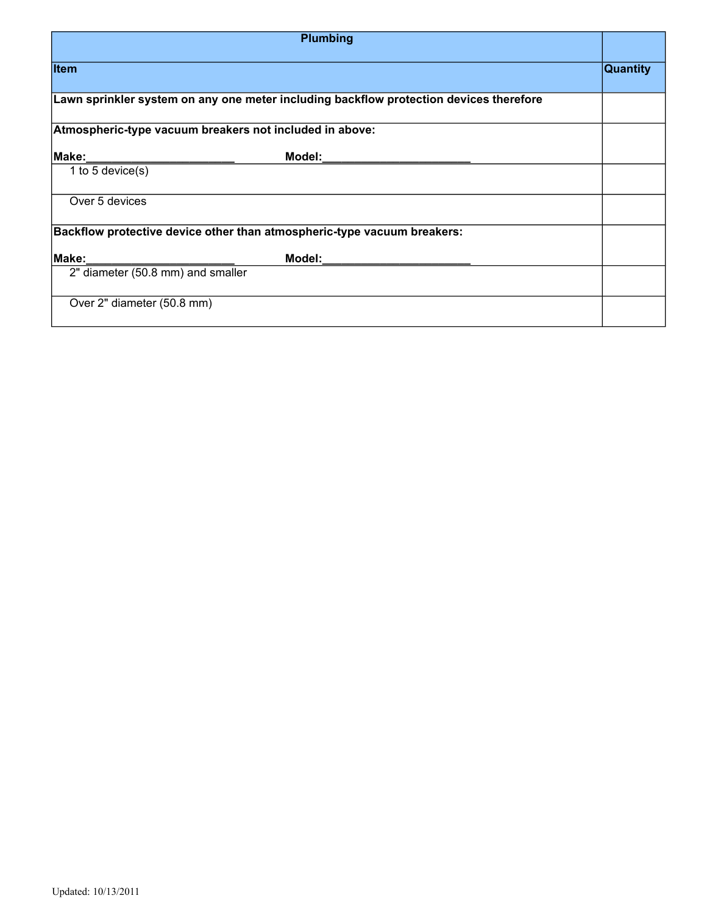| Plumbing | |
|---|---|
| **Item** | **Quantity** |
| **Lawn sprinkler system on any one meter including backflow protection devices therefore** | |
| **Atmospheric-type vacuum breakers not included in above:**<br>**Make:_______________________ Model:_______________________** | |
| 1 to 5 device(s) | |
| Over 5 devices | |
| **Backflow protective device other than atmospheric-type vacuum breakers:**<br>**Make:_______________________ Model:_______________________** | |
| 2" diameter (50.8 mm) and smaller | |
| Over 2" diameter (50.8 mm) | |

Updated: 10/13/2011